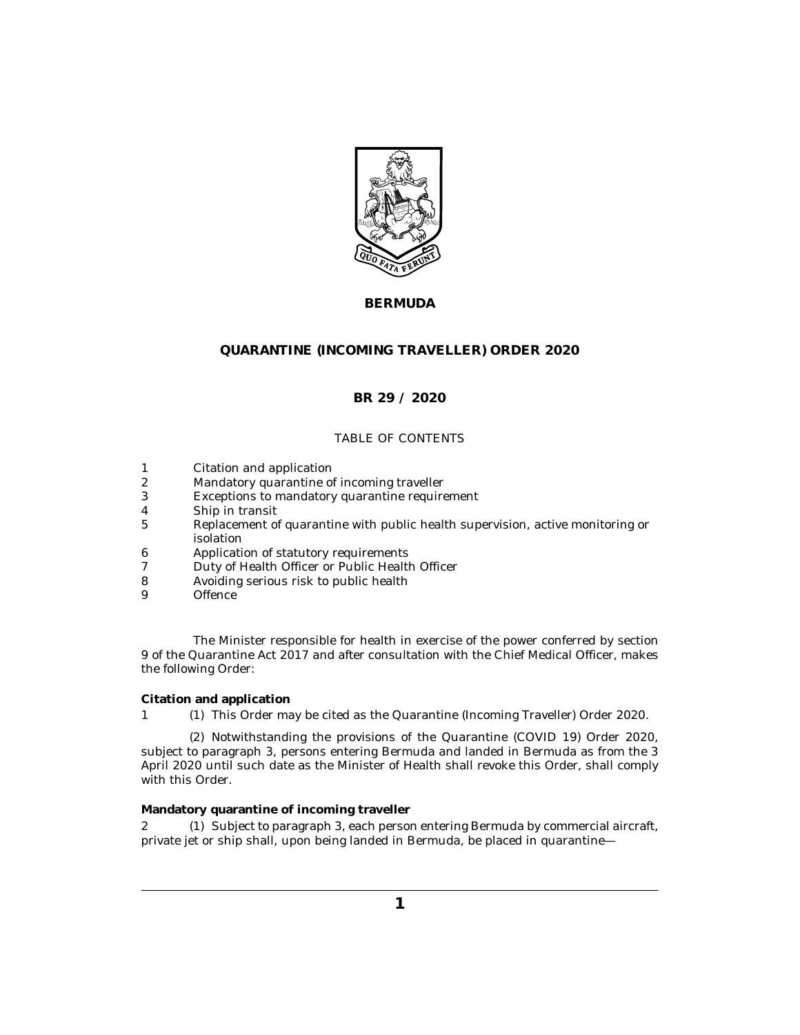# BERMUDA

## QUARANTINE (INCOMING TRAVELLER) ORDER 2020

## BR 29 / 2020

TABLE OF CONTENTS

1 Citation and application
2 Mandatory quarantine of incoming traveller
3 Exceptions to mandatory quarantine requirement
4 Ship in transit
5 Replacement of quarantine with public health supervision, active monitoring or isolation
6 Application of statutory requirements
7 Duty of Health Officer or Public Health Officer
8 Avoiding serious risk to public health
9 Offence

The Minister responsible for health in exercise of the power conferred by section 9 of the Quarantine Act 2017 and after consultation with the Chief Medical Officer, makes the following Order:

**Citation and application**

1 (1) This Order may be cited as the Quarantine (Incoming Traveller) Order 2020.

(2) Notwithstanding the provisions of the Quarantine (COVID 19) Order 2020, subject to paragraph 3, persons entering Bermuda and landed in Bermuda as from the 3 April 2020 until such date as the Minister of Health shall revoke this Order, shall comply with this Order.

**Mandatory quarantine of incoming traveller**

2 (1) Subject to paragraph 3, each person entering Bermuda by commercial aircraft, private jet or ship shall, upon being landed in Bermuda, be placed in quarantine—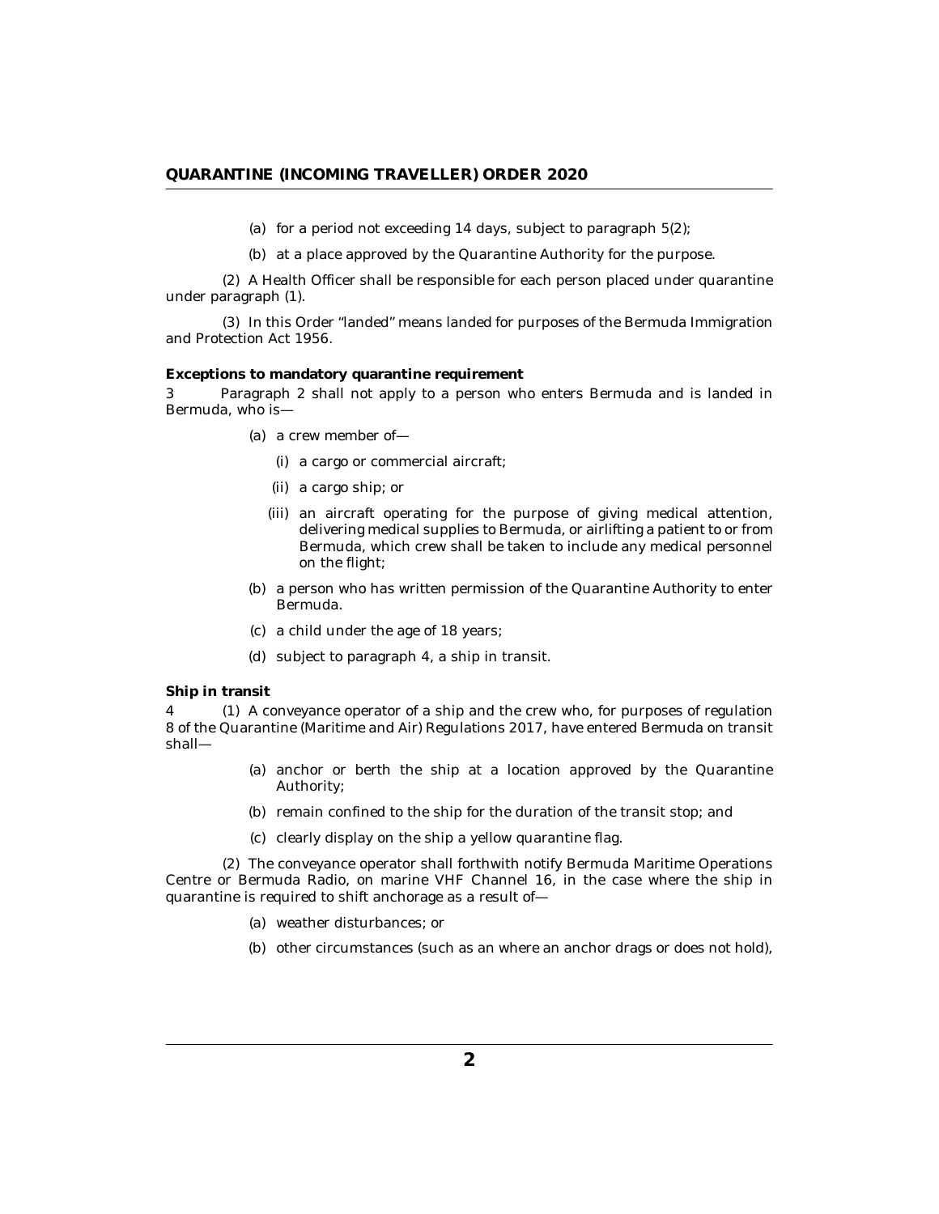(a) for a period not exceeding 14 days, subject to paragraph 5(2);

(b) at a place approved by the Quarantine Authority for the purpose.

(2) A Health Officer shall be responsible for each person placed under quarantine under paragraph (1).

(3) In this Order "landed" means landed for purposes of the Bermuda Immigration and Protection Act 1956.

**Exceptions to mandatory quarantine requirement**

3 Paragraph 2 shall not apply to a person who enters Bermuda and is landed in Bermuda, who is—

(a) a crew member of—

(i) a cargo or commercial aircraft;

(ii) a cargo ship; or

(iii) an aircraft operating for the purpose of giving medical attention, delivering medical supplies to Bermuda, or airlifting a patient to or from Bermuda, which crew shall be taken to include any medical personnel on the flight;

(b) a person who has written permission of the Quarantine Authority to enter Bermuda.

(c) a child under the age of 18 years;

(d) subject to paragraph 4, a ship in transit.

**Ship in transit**

4 (1) A conveyance operator of a ship and the crew who, for purposes of regulation 8 of the Quarantine (Maritime and Air) Regulations 2017, have entered Bermuda on transit shall—

(a) anchor or berth the ship at a location approved by the Quarantine Authority;

(b) remain confined to the ship for the duration of the transit stop; and

(c) clearly display on the ship a yellow quarantine flag.

(2) The conveyance operator shall forthwith notify Bermuda Maritime Operations Centre or Bermuda Radio, on marine VHF Channel 16, in the case where the ship in quarantine is required to shift anchorage as a result of—

(a) weather disturbances; or

(b) other circumstances (such as an where an anchor drags or does not hold),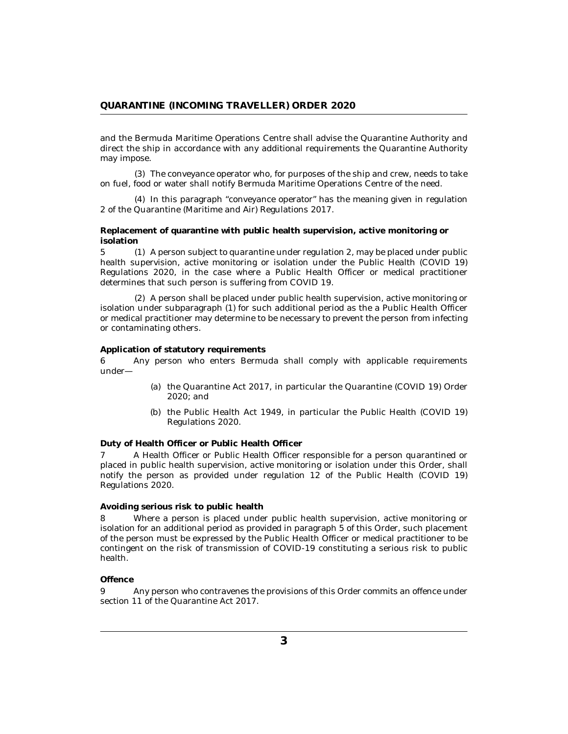and the Bermuda Maritime Operations Centre shall advise the Quarantine Authority and direct the ship in accordance with any additional requirements the Quarantine Authority may impose.

(3) The conveyance operator who, for purposes of the ship and crew, needs to take on fuel, food or water shall notify Bermuda Maritime Operations Centre of the need.

(4) In this paragraph "conveyance operator" has the meaning given in regulation 2 of the Quarantine (Maritime and Air) Regulations 2017.

**Replacement of quarantine with public health supervision, active monitoring or isolation**

5 (1) A person subject to quarantine under regulation 2, may be placed under public health supervision, active monitoring or isolation under the Public Health (COVID 19) Regulations 2020, in the case where a Public Health Officer or medical practitioner determines that such person is suffering from COVID 19.

(2) A person shall be placed under public health supervision, active monitoring or isolation under subparagraph (1) for such additional period as the a Public Health Officer or medical practitioner may determine to be necessary to prevent the person from infecting or contaminating others.

**Application of statutory requirements**

6 Any person who enters Bermuda shall comply with applicable requirements under—

(a) the Quarantine Act 2017, in particular the Quarantine (COVID 19) Order 2020; and

(b) the Public Health Act 1949, in particular the Public Health (COVID 19) Regulations 2020.

**Duty of Health Officer or Public Health Officer**

7 A Health Officer or Public Health Officer responsible for a person quarantined or placed in public health supervision, active monitoring or isolation under this Order, shall notify the person as provided under regulation 12 of the Public Health (COVID 19) Regulations 2020.

**Avoiding serious risk to public health**

8 Where a person is placed under public health supervision, active monitoring or isolation for an additional period as provided in paragraph 5 of this Order, such placement of the person must be expressed by the Public Health Officer or medical practitioner to be contingent on the risk of transmission of COVID-19 constituting a serious risk to public health.

**Offence**

9 Any person who contravenes the provisions of this Order commits an offence under section 11 of the Quarantine Act 2017.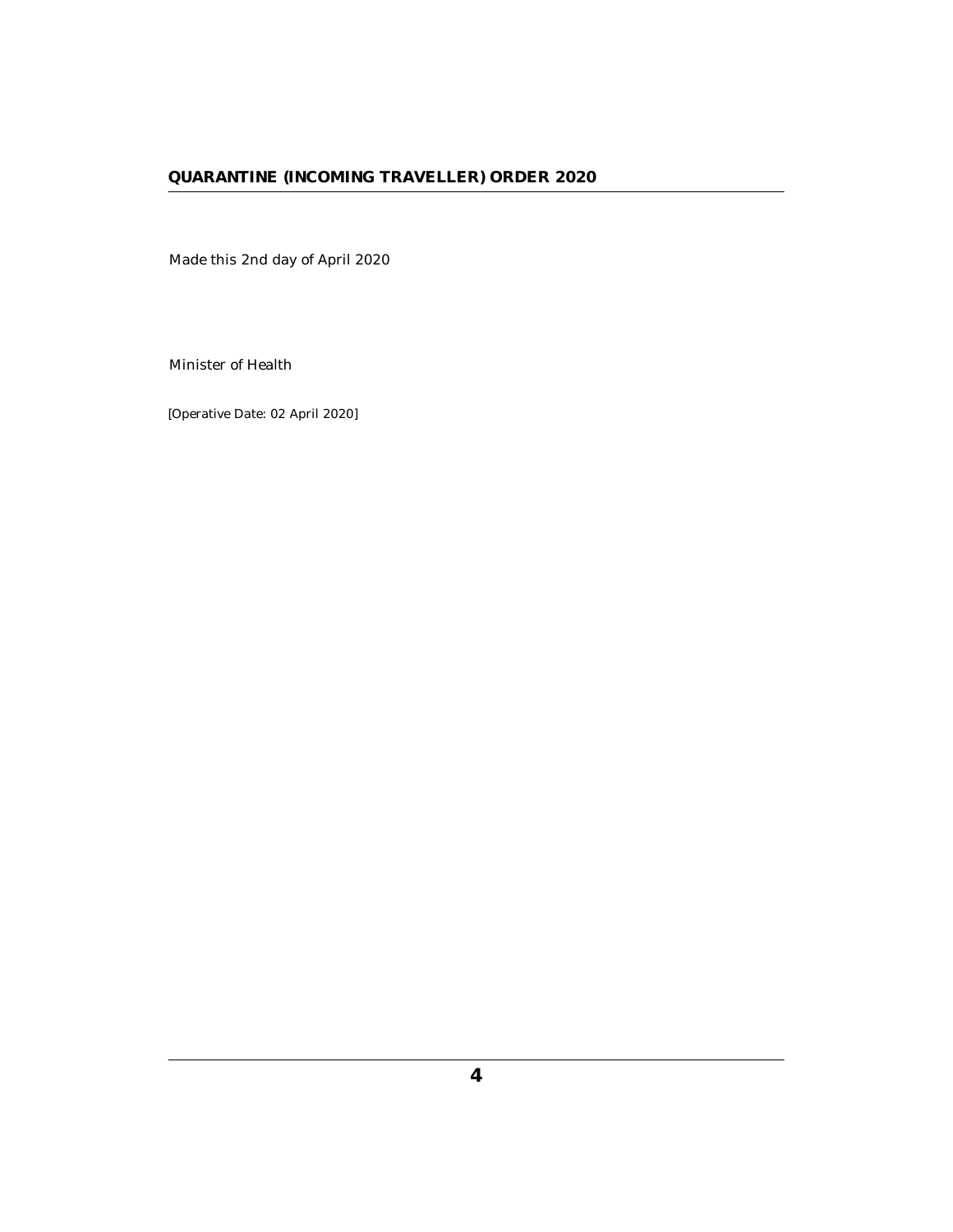Made this 2nd day of April 2020

Minister of Health

[Operative Date: 02 April 2020]